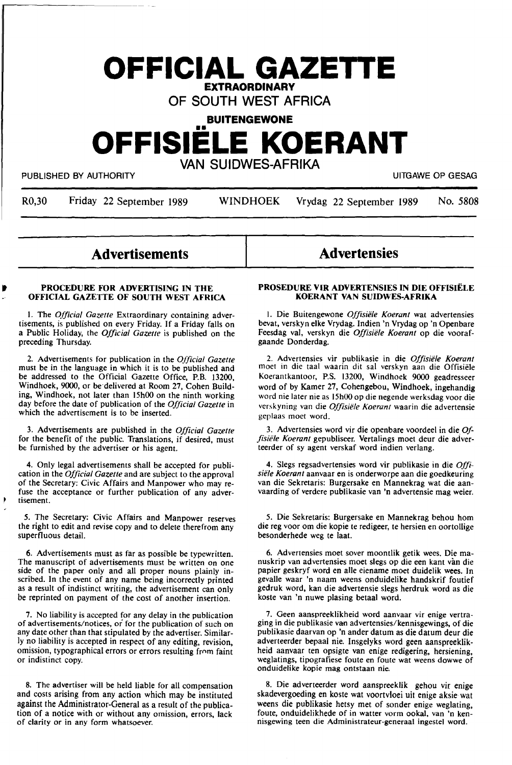# OFFICIAL GAZETTE

**EXTRAORDINARY**

**OF SOUTH WEST AFRICA**

**BUITENGEWONE**

# OFFISIËLE KOERANT

**VAN SUIDWES-AFRIKA**

PUBLISHED BY AUTHORITY — UITGAWE OP GESAG

R0,30 Friday 22 September 1989 WINDHOEK Vrydag 22 September 1989 No. 5808

## Advertisements

### PROCEDURE FOR ADVERTISING IN THE OFFICIAL GAZETTE OF SOUTH WEST AFRICA

1. The *Official Gazette* Extraordinary containing advertisements, is published on every Friday. If a Friday falls on a Public Holiday, the *Official Gazette* is published on the preceding Thursday.

2. Advertisements for publication in the *Official Gazette* must be in the language in which it is to be published and be addressed to the Official Gazette Office, P.B. 13200, Windhoek, 9000, or be delivered at Room 27, Cohen Building, Windhoek, not later than 15h00 on the ninth working day before the date of publication of the *Official Gazette* in which the advertisement is to be inserted.

3. Advertisements are published in the *Official Gazette* for the benefit of the public. Translations, if desired, must be furnished by the advertiser or his agent.

4. Only legal advertisements shall be accepted for publication in the *Official Gazette* and are subject to the approval of the Secretary: Civic Affairs and Manpower who may refuse the acceptance or further publication of any advertisement.

5. The Secretary: Civic Affairs and Manpower reserves the right to edit and revise copy and to delete therefrom any superfluous detail.

6. Advertisements must as far as possible be typewritten. The manuscript of advertisements must be written on one side of the paper only and all proper nouns plainly inscribed. In the event of any name being incorrectly printed as a result of indistinct writing, the advertisement can only be reprinted on payment of the cost of another insertion.

7. No liability is accepted for any delay in the publication of advertisements/notices, or for the publication of such on any date other than that stipulated by the advertiser. Similarly no liability is accepted in respect of any editing, revision, omission, typographical errors or errors resulting from faint or indistinct copy.

8. The advertiser will be held liable for all compensation and costs arising from any action which may be instituted against the Administrator-General as a result of the publication of a notice with or without any omission, errors, lack of clarity or in any form whatsoever.

## Advertensies

### PROSEDURE VIR ADVERTENSIES IN DIE OFFISIËLE KOERANT VAN SUIDWES-AFRIKA

1. Die Buitengewone *Offisiële Koerant* wat advertensies bevat, verskyn elke Vrydag. Indien 'n Vrydag op 'n Openbare Feesdag val, verskyn die *Offisiële Koerant* op die voorafgaande Donderdag.

2. Advertensies vir publikasie in die *Offisiële Koerant* moet in die taal waarin dit sal verskyn aan die Offisiële Koerantkantoor, P.S. 13200, Windhoek 9000 geadresseer word of by Kamer 27, Cohengebou, Windhoek, ingehandig word nie later nie as 15h00 op die negende werksdag voor die verskyning van die *Offisiële Koerant* waarin die advertensie geplaas moet word.

3. Advertensies word vir die openbare voordeel in die *Offisiële Koerant* gepubliseer. Vertalings moet deur die adverteerder of sy agent verskaf word indien verlang.

4. Slegs regsadvertensies word vir publikasie in die *Offisiële Koerant* aanvaar en is onderworpe aan die goedkeuring van die Sekretaris: Burgersake en Mannekrag wat die aanvaarding of verdere publikasie van 'n advertensie mag weier.

5. Die Sekretaris: Burgersake en Mannekrag behou hom die reg voor om die kopie te redigeer, te hersien en oortollige besonderhede weg te laat.

6. Advertensies moet sover moontlik getik wees. Die manuskrip van advertensies moet slegs op die een kant van die papier geskryf word en alle eiename moet duidelik wees. In gevalle waar 'n naam weens onduidelike handskrif foutief gedruk word, kan die advertensie slegs herdruk word as die koste van 'n nuwe plasing betaal word.

7. Geen aanspreeklikheid word aanvaar vir enige vertraging in die publikasie van advertensies/kennisgewings, of die publikasie daarvan op 'n ander datum as die datum deur die adverteerder bepaal nie. Insgelyks word geen aanspreeklikheid aanvaar ten opsigte van enige redigering, hersiening, weglatings, tipografiese foute en foute wat weens dowwe of onduidelike kopie mag ontstaan nie.

8. Die adverteerder word aanspreeklik gehou vir enige skadevergoeding en koste wat voortvloei uit enige aksie wat weens die publikasie hetsy met of sonder enige weglating, foute, onduidelikhede of in watter vorm ookal, van 'n kennisgewing teen die Administrateur-generaal ingestel word.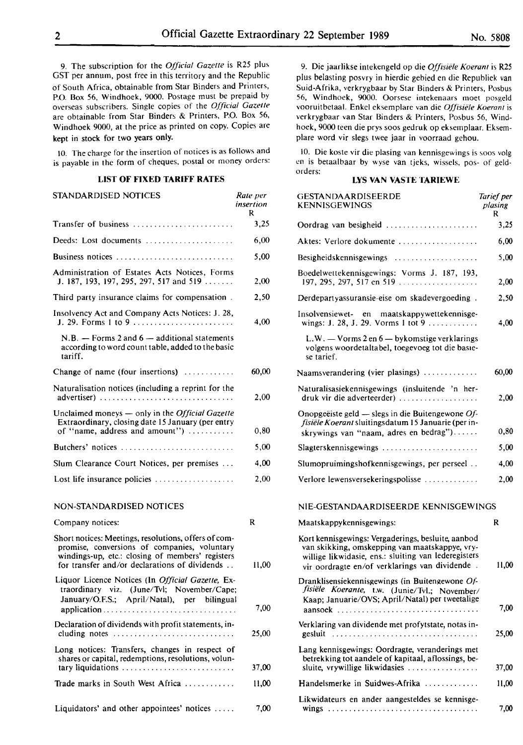9. The subscription for the *Official Gazette* is R25 plus GST per annum, post free in this territory and the Republic of South Africa, obtainable from Star Binders and Printers, P.O. Box 56, Windhoek, 9000. Postage must be prepaid by overseas subscribers. Single copies of the *Official Gazette* are obtainable from Star Binders & Printers, P.O. Box 56, Windhoek 9000, at the price as printed on copy. Copies are kept in stock for two years only.

10. The charge for the insertion of notices is as follows and is payable in the form of cheques, postal or money orders:

### LIST OF FIXED TARIFF RATES

| STANDARDISED NOTICES | Rate per insertion R |
|---|---|
| Transfer of business | 3,25 |
| Deeds: Lost documents | 6,00 |
| Business notices | 5,00 |
| Administration of Estates Acts Notices, Forms J. 187, 193, 197, 295, 297, 517 and 519 | 2,00 |
| Third party insurance claims for compensation | 2,50 |
| Insolvency Act and Company Acts Notices: J. 28, J. 29. Forms 1 to 9 | 4,00 |
| N.B. — Forms 2 and 6 — additional statements according to word count table, added to the basic tariff. | |
| Change of name (four insertions) | 60,00 |
| Naturalisation notices (including a reprint for the advertiser) | 2,00 |
| Unclaimed moneys — only in the *Official Gazette* Extraordinary, closing date 15 January (per entry of "name, address and amount") | 0,80 |
| Butchers' notices | 5,00 |
| Slum Clearance Court Notices, per premises | 4,00 |
| Lost life insurance policies | 2,00 |

| NON-STANDARDISED NOTICES | |
|---|---|
| Company notices: | R |
| Short notices: Meetings, resolutions, offers of compromise, conversions of companies, voluntary windings-up, etc.: closing of members' registers for transfer and/or declarations of dividends | 11,00 |
| Liquor Licence Notices (In *Official Gazette*, Extraordinary viz. (June/Tvl; November/Cape; January/O.F.S.; April/Natal), per bilingual application | 7,00 |
| Declaration of dividends with profit statements, including notes | 25,00 |
| Long notices: Transfers, changes in respect of shares or capital, redemptions, resolutions, voluntary liquidations | 37,00 |
| Trade marks in South West Africa | 11,00 |
| Liquidators' and other appointees' notices | 7,00 |

9. Die jaarlikse intekengeld op die *Offisiële Koerant* is R25 plus belasting posvry in hierdie gebied en die Republiek van Suid-Afrika, verkrygbaar by Star Binders & Printers, Posbus 56, Windhoek, 9000. Oorsese intekenaars moet posgeld vooruitbetaal. Enkel eksemplare van die *Offisiële Koerant* is verkrygbaar van Star Binders & Printers, Posbus 56, Windhoek, 9000 teen die prys soos gedruk op eksemplaar. Eksemplare word vir slegs twee jaar in voorraad gehou.

10. Die koste vir die plasing van kennisgewings is soos volg en is betaalbaar by wyse van tjeks, wissels, pos- of geldorders:

### LYS VAN VASTE TARIEWE

| GESTANDAARDISEERDE KENNISGEWINGS | Tarief per plasing R |
|---|---|
| Oordrag van besigheid | 3,25 |
| Aktes: Verlore dokumente | 6,00 |
| Besigheidskennisgewings | 5,00 |
| Boedelwettekennisgewings: Vorms J. 187, 193, 197, 295, 297, 517 en 519 | 2,00 |
| Derdepartyassuransie-eise om skadevergoeding | 2,50 |
| Insolvensiewet- en maatskappywettekennisgewings: J. 28, J. 29. Vorms 1 tot 9 | 4,00 |
| L.W. — Vorms 2 en 6 — bykomstige verklarings volgens woordetaltabel, toegevoeg tot die basiese tarief. | |
| Naamsverandering (vier plasings) | 60,00 |
| Naturalisasiekennisgewings (insluitende 'n herdruk vir die adverteerder) | 2,00 |
| Onopgeëiste geld — slegs in die Buitengewone *Offisiële Koerant* sluitingsdatum 15 Januarie (per inskrywings van "naam, adres en bedrag") | 0,80 |
| Slagterskennisgewings | 5,00 |
| Slumopruimingshofkennisgewings, per perseel | 4,00 |
| Verlore lewensversekeringspolisse | 2,00 |

| NIE-GESTANDAARDISEERDE KENNISGEWINGS | |
|---|---|
| Maatskappykennisgewings: | R |
| Kort kennisgewings: Vergaderings, besluite, aanbod van skikking, omskepping van maatskappye, vrywillige likwidasie, ens.: sluiting van lederegisters vir oordragte en/of verklarings van dividende | 11,00 |
| Dranklisensiekennisgewings (in Buitengewone *Offisiële Koerante*, t.w. (Junie/Tvl.; November/Kaap; Januarie/OVS; April/Natal) per tweetalige aansoek | 7,00 |
| Verklaring van dividende met profytstate, notas ingesluit | 25,00 |
| Lang kennisgewings: Oordragte, veranderings met betrekking tot aandele of kapitaal, aflossings, besluite, vrywillige likwidasies | 37,00 |
| Handelsmerke in Suidwes-Afrika | 11,00 |
| Likwidateurs en ander aangesteldes se kennisgewings | 7,00 |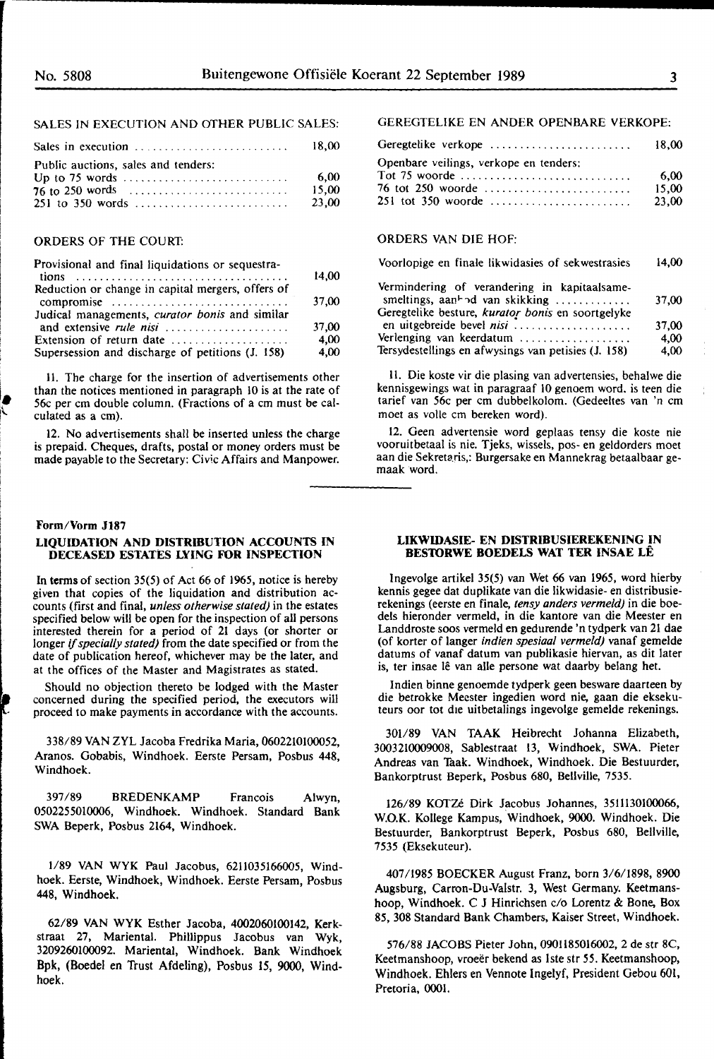SALES IN EXECUTION AND OTHER PUBLIC SALES:

| | |
|---|---|
| Sales in execution | 18,00 |
| Public auctions, sales and tenders: | |
| Up to 75 words | 6,00 |
| 76 to 250 words | 15,00 |
| 251 to 350 words | 23,00 |

ORDERS OF THE COURT:

| | |
|---|---|
| Provisional and final liquidations or sequestrations | 14,00 |
| Reduction or change in capital mergers, offers of compromise | 37,00 |
| Judical managements, *curator bonis* and similar and extensive *rule nisi* | 37,00 |
| Extension of return date | 4,00 |
| Supersession and discharge of petitions (J. 158) | 4,00 |

11. The charge for the insertion of advertisements other than the notices mentioned in paragraph 10 is at the rate of 56c per cm double column. (Fractions of a cm must be calculated as a cm).

12. No advertisements shall be inserted unless the charge is prepaid. Cheques, drafts, postal or money orders must be made payable to the Secretary: Civic Affairs and Manpower.

GEREGTELIKE EN ANDER OPENBARE VERKOPE:

| | |
|---|---|
| Geregtelike verkope | 18,00 |
| Openbare veilings, verkope en tenders: | |
| Tot 75 woorde | 6,00 |
| 76 tot 250 woorde | 15,00 |
| 251 tot 350 woorde | 23,00 |

ORDERS VAN DIE HOF:

| | |
|---|---|
| Voorlopige en finale likwidasies of sekwestrasies | 14,00 |
| Vermindering of verandering in kapitaalsamesmeltings, aanbod van skikking | 37,00 |
| Geregtelike besture, *kurator bonis* en soortgelyke en uitgebreide bevel *nisi* | 37,00 |
| Verlenging van keerdatum | 4,00 |
| Tersydestellings en afwysings van petisies (J. 158) | 4,00 |

11. Die koste vir die plasing van advertensies, behalwe die kennisgewings wat in paragraaf 10 genoem word, is teen die tarief van 56c per cm dubbelkolom. (Gedeeltes van 'n cm moet as volle cm bereken word).

12. Geen advertensie word geplaas tensy die koste nie vooruitbetaal is nie. Tjeks, wissels, pos- en geldorders moet aan die Sekretaris,: Burgersake en Mannekrag betaalbaar gemaak word.

**Form/Vorm J187**

**LIQUIDATION AND DISTRIBUTION ACCOUNTS IN DECEASED ESTATES LYING FOR INSPECTION**

In terms of section 35(5) of Act 66 of 1965, notice is hereby given that copies of the liquidation and distribution accounts (first and final, *unless otherwise stated)* in the estates specified below will be open for the inspection of all persons interested therein for a period of 21 days (or shorter or longer *if specially stated)* from the date specified or from the date of publication hereof, whichever may be the later, and at the offices of the Master and Magistrates as stated.

Should no objection thereto be lodged with the Master concerned during the specified period, the executors will proceed to make payments in accordance with the accounts.

338/89 VAN ZYL Jacoba Fredrika Maria, 0602210100052, Aranos. Gobabis, Windhoek. Eerste Persam, Posbus 448, Windhoek.

397/89 BREDENKAMP Francois Alwyn, 0502255010006, Windhoek. Windhoek. Standard Bank SWA Beperk, Posbus 2164, Windhoek.

1/89 VAN WYK Paul Jacobus, 6211035166005, Windhoek. Eerste, Windhoek, Windhoek. Eerste Persam, Posbus 448, Windhoek.

62/89 VAN WYK Esther Jacoba, 4002060100142, Kerkstraat 27, Mariental. Phillippus Jacobus van Wyk, 3209260100092. Mariental, Windhoek. Bank Windhoek Bpk, (Boedel en Trust Afdeling), Posbus 15, 9000, Windhoek.

**LIKWIDASIE- EN DISTRIBUSIEREKENING IN BESTORWE BOEDELS WAT TER INSAE LÊ**

Ingevolge artikel 35(5) van Wet 66 van 1965, word hierby kennis gegee dat duplikate van die likwidasie- en distribusierekenings (eerste en finale, *tensy anders vermeld)* in die boedels hieronder vermeld, in die kantore van die Meester en Landdroste soos vermeld en gedurende 'n tydperk van 21 dae (of korter of langer *indien spesiaal vermeld)* vanaf gemelde datums of vanaf datum van publikasie hiervan, as dit later is, ter insae lê van alle persone wat daarby belang het.

Indien binne genoemde tydperk geen besware daarteen by die betrokke Meester ingedien word nie, gaan die eksekuteurs oor tot die uitbetalings ingevolge gemelde rekenings.

301/89 VAN TAAK Heibrecht Johanna Elizabeth, 3003210009008, Sablestraat 13, Windhoek, SWA. Pieter Andreas van Taak. Windhoek, Windhoek. Die Bestuurder, Bankorptrust Beperk, Posbus 680, Bellville, 7535.

126/89 KOTZé Dirk Jacobus Johannes, 3511130100066, W.O.K. Kollege Kampus, Windhoek, 9000. Windhoek. Die Bestuurder, Bankorptrust Beperk, Posbus 680, Bellville, 7535 (Eksekuteur).

407/1985 BOECKER August Franz, born 3/6/1898, 8900 Augsburg, Carron-Du-Valstr. 3, West Germany. Keetmanshoop, Windhoek. C J Hinrichsen c/o Lorentz & Bone, Box 85, 308 Standard Bank Chambers, Kaiser Street, Windhoek.

576/88 JACOBS Pieter John, 0901185016002, 2 de str 8C, Keetmanshoop, vroeër bekend as 1ste str 55. Keetmanshoop, Windhoek. Ehlers en Vennote Ingelyf, President Gebou 601, Pretoria, 0001.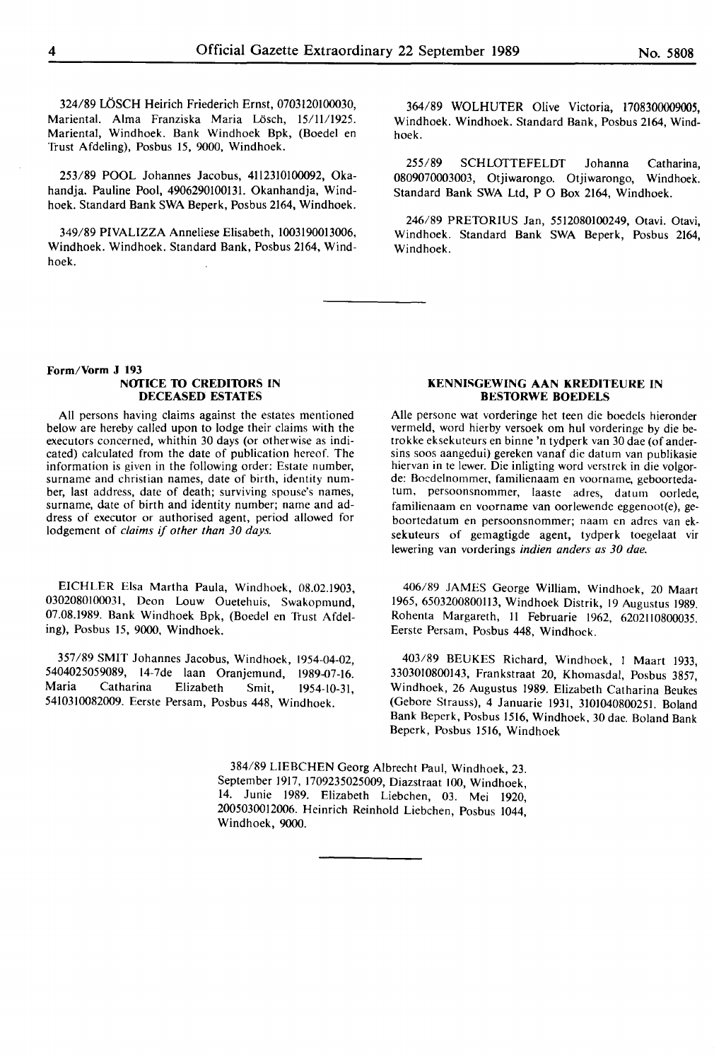324/89 LÖSCH Heirich Friederich Ernst, 0703120100030, Mariental. Alma Franziska Maria Lösch, 15/11/1925. Mariental, Windhoek. Bank Windhoek Bpk, (Boedel en Trust Afdeling), Posbus 15, 9000, Windhoek.

253/89 POOL Johannes Jacobus, 4112310100092, Okahandja. Pauline Pool, 4906290100131. Okanhandja, Windhoek. Standard Bank SWA Beperk, Posbus 2164, Windhoek.

349/89 PIVALIZZA Anneliese Elisabeth, 1003190013006, Windhoek. Windhoek. Standard Bank, Posbus 2164, Windhoek.

364/89 WOLHUTER Olive Victoria, 1708300009005, Windhoek. Windhoek. Standard Bank, Posbus 2164, Windhoek.

255/89 SCHLOTTEFELDT Johanna Catharina, 0809070003003, Otjiwarongo. Otjiwarongo, Windhoek. Standard Bank SWA Ltd, P O Box 2164, Windhoek.

246/89 PRETORIUS Jan, 5512080100249, Otavi. Otavi, Windhoek. Standard Bank SWA Beperk, Posbus 2164, Windhoek.

---

**Form/Vorm J 193**

### NOTICE TO CREDITORS IN DECEASED ESTATES

All persons having claims against the estates mentioned below are hereby called upon to lodge their claims with the executors concerned, whithin 30 days (or otherwise as indicated) calculated from the date of publication hereof. The information is given in the following order: Estate number, surname and christian names, date of birth, identity number, last address, date of death; surviving spouse's names, surname, date of birth and identity number; name and address of executor or authorised agent, period allowed for lodgement of *claims if other than 30 days.*

### KENNISGEWING AAN KREDITEURE IN BESTORWE BOEDELS

Alle persone wat vorderinge het teen die boedels hieronder vermeld, word hierby versoek om hul vorderinge by die betrokke eksekuteurs en binne 'n tydperk van 30 dae (of andersins soos aangedui) gereken vanaf die datum van publikasie hiervan in te lewer. Die inligting word verstrek in die volgorde: Boedelnommer, familienaam en voorname, geboortedatum, persoonsnommer, laaste adres, datum oorlede, familienaam en voorname van oorlewende eggenoot(e), geboortedatum en persoonsnommer; naam en adres van eksekuteurs of gemagtigde agent, tydperk toegelaat vir lewering van vorderings *indien anders as 30 dae.*

EICHLER Elsa Martha Paula, Windhoek, 08.02.1903, 0302080100031, Deon Louw Ouetehuis, Swakopmund, 07.08.1989. Bank Windhoek Bpk, (Boedel en Trust Afdeling), Posbus 15, 9000, Windhoek.

357/89 SMIT Johannes Jacobus, Windhoek, 1954-04-02, 5404025059089, 14-7de laan Oranjemund, 1989-07-16. Maria Catharina Elizabeth Smit, 1954-10-31, 5410310082009. Eerste Persam, Posbus 448, Windhoek.

406/89 JAMES George William, Windhoek, 20 Maart 1965, 6503200800113, Windhoek Distrik, 19 Augustus 1989. Rohenta Margareth, 11 Februarie 1962, 6202110800035. Eerste Persam, Posbus 448, Windhoek.

403/89 BEUKES Richard, Windhoek, 1 Maart 1933, 3303010800143, Frankstraat 20, Khomasdal, Posbus 3857, Windhoek, 26 Augustus 1989. Elizabeth Catharina Beukes (Gebore Strauss), 4 Januarie 1931, 3101040800251. Boland Bank Beperk, Posbus 1516, Windhoek, 30 dae. Boland Bank Beperk, Posbus 1516, Windhoek

384/89 LIEBCHEN Georg Albrecht Paul, Windhoek, 23. September 1917, 1709235025009, Diazstraat 100, Windhoek, 14. Junie 1989. Elizabeth Liebchen, 03. Mei 1920, 2005030012006. Heinrich Reinhold Liebchen, Posbus 1044, Windhoek, 9000.

---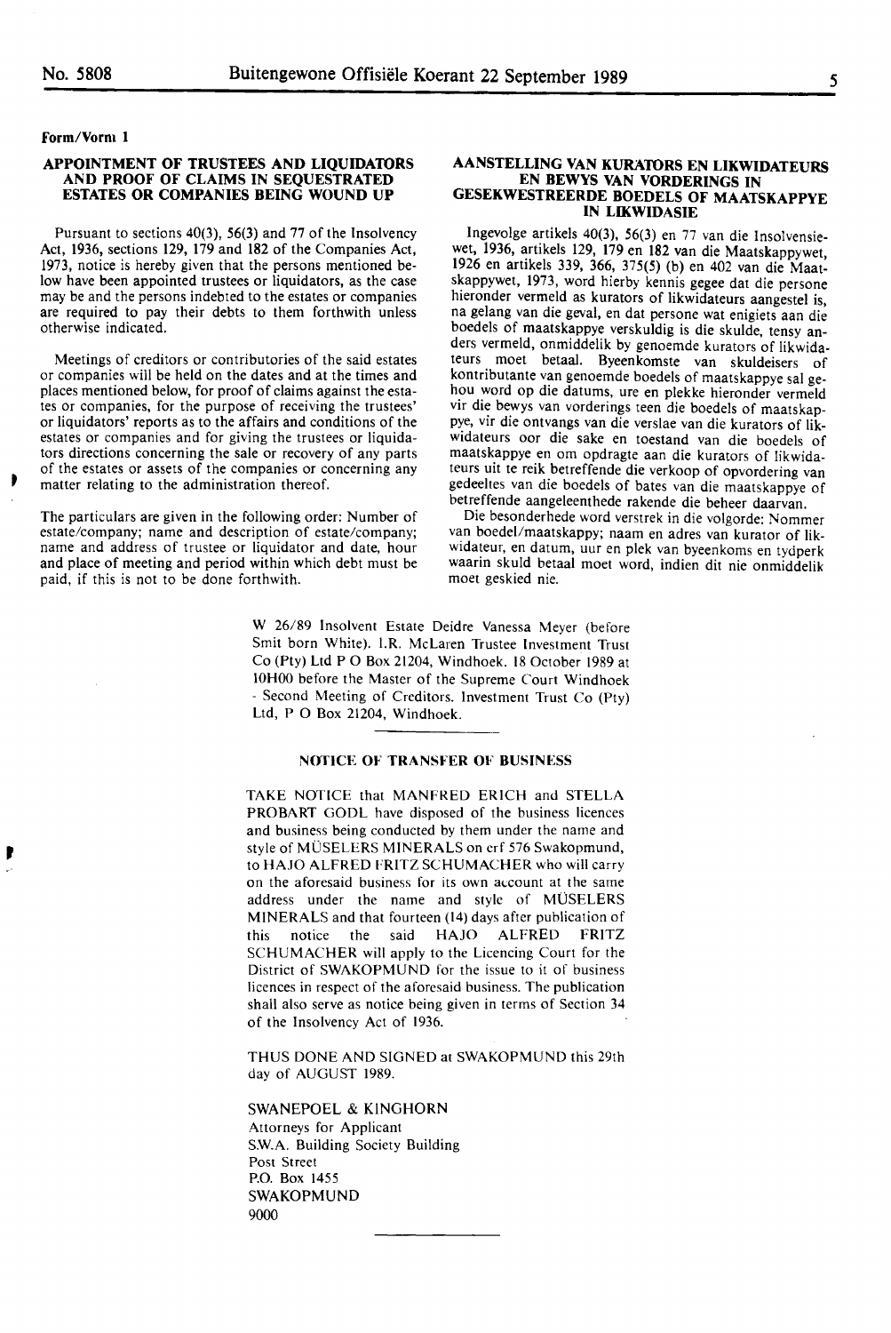**Form/Vorm 1**

### APPOINTMENT OF TRUSTEES AND LIQUIDATORS AND PROOF OF CLAIMS IN SEQUESTRATED ESTATES OR COMPANIES BEING WOUND UP

Pursuant to sections 40(3), 56(3) and 77 of the Insolvency Act, 1936, sections 129, 179 and 182 of the Companies Act, 1973, notice is hereby given that the persons mentioned below have been appointed trustees or liquidators, as the case may be and the persons indebted to the estates or companies are required to pay their debts to them forthwith unless otherwise indicated.

Meetings of creditors or contributories of the said estates or companies will be held on the dates and at the times and places mentioned below, for proof of claims against the estates or companies, for the purpose of receiving the trustees' or liquidators' reports as to the affairs and conditions of the estates or companies and for giving the trustees or liquidators directions concerning the sale or recovery of any parts of the estates or assets of the companies or concerning any matter relating to the administration thereof.

The particulars are given in the following order: Number of estate/company; name and description of estate/company; name and address of trustee or liquidator and date, hour and place of meeting and period within which debt must be paid, if this is not to be done forthwith.

### AANSTELLING VAN KURATORS EN LIKWIDATEURS EN BEWYS VAN VORDERINGS IN GESEKWESTREERDE BOEDELS OF MAATSKAPPYE IN LIKWIDASIE

Ingevolge artikels 40(3), 56(3) en 77 van die Insolvensiewet, 1936, artikels 129, 179 en 182 van die Maatskappywet, 1926 en artikels 339, 366, 375(5) (b) en 402 van die Maatskappywet, 1973, word hierby kennis gegee dat die persone hieronder vermeld as kurators of likwidateurs aangestel is, na gelang van die geval, en dat persone wat enigiets aan die boedels of maatskappye verskuldig is die skulde, tensy anders vermeld, onmiddelik by genoemde kurators of likwidateurs moet betaal. Byeenkomste van skuldeisers of kontributante van genoemde boedels of maatskappye sal gehou word op die datums, ure en plekke hieronder vermeld vir die bewys van vorderings teen die boedels of maatskappye, vir die ontvangs van die verslae van die kurators of likwidateurs oor die sake en toestand van die boedels of maatskappye en om opdragte aan die kurators of likwidateurs uit te reik betreffende die verkoop of opvordering van gedeeltes van die boedels of bates van die maatskappye of betreffende aangeleenthede rakende die beheer daarvan.

Die besonderhede word verstrek in die volgorde: Nommer van boedel/maatskappy; naam en adres van kurator of likwidateur, en datum, uur en plek van byeenkoms en tydperk waarin skuld betaal moet word, indien dit nie onmiddelik moet geskied nie.

W 26/89 Insolvent Estate Deidre Vanessa Meyer (before Smit born White). I.R. McLaren Trustee Investment Trust Co (Pty) Ltd P O Box 21204, Windhoek. 18 October 1989 at 10H00 before the Master of the Supreme Court Windhoek - Second Meeting of Creditors. Investment Trust Co (Pty) Ltd, P O Box 21204, Windhoek.

---

### NOTICE OF TRANSFER OF BUSINESS

TAKE NOTICE that MANFRED ERICH and STELLA PROBART GODL have disposed of the business licences and business being conducted by them under the name and style of MÜSELERS MINERALS on erf 576 Swakopmund, to HAJO ALFRED FRITZ SCHUMACHER who will carry on the aforesaid business for its own account at the same address under the name and style of MÜSELERS MINERALS and that fourteen (14) days after publication of this notice the said HAJO ALFRED FRITZ SCHUMACHER will apply to the Licencing Court for the District of SWAKOPMUND for the issue to it of business licences in respect of the aforesaid business. The publication shall also serve as notice being given in terms of Section 34 of the Insolvency Act of 1936.

THUS DONE AND SIGNED at SWAKOPMUND this 29th day of AUGUST 1989.

SWANEPOEL & KINGHORN  
Attorneys for Applicant  
S.W.A. Building Society Building  
Post Street  
P.O. Box 1455  
SWAKOPMUND  
9000

---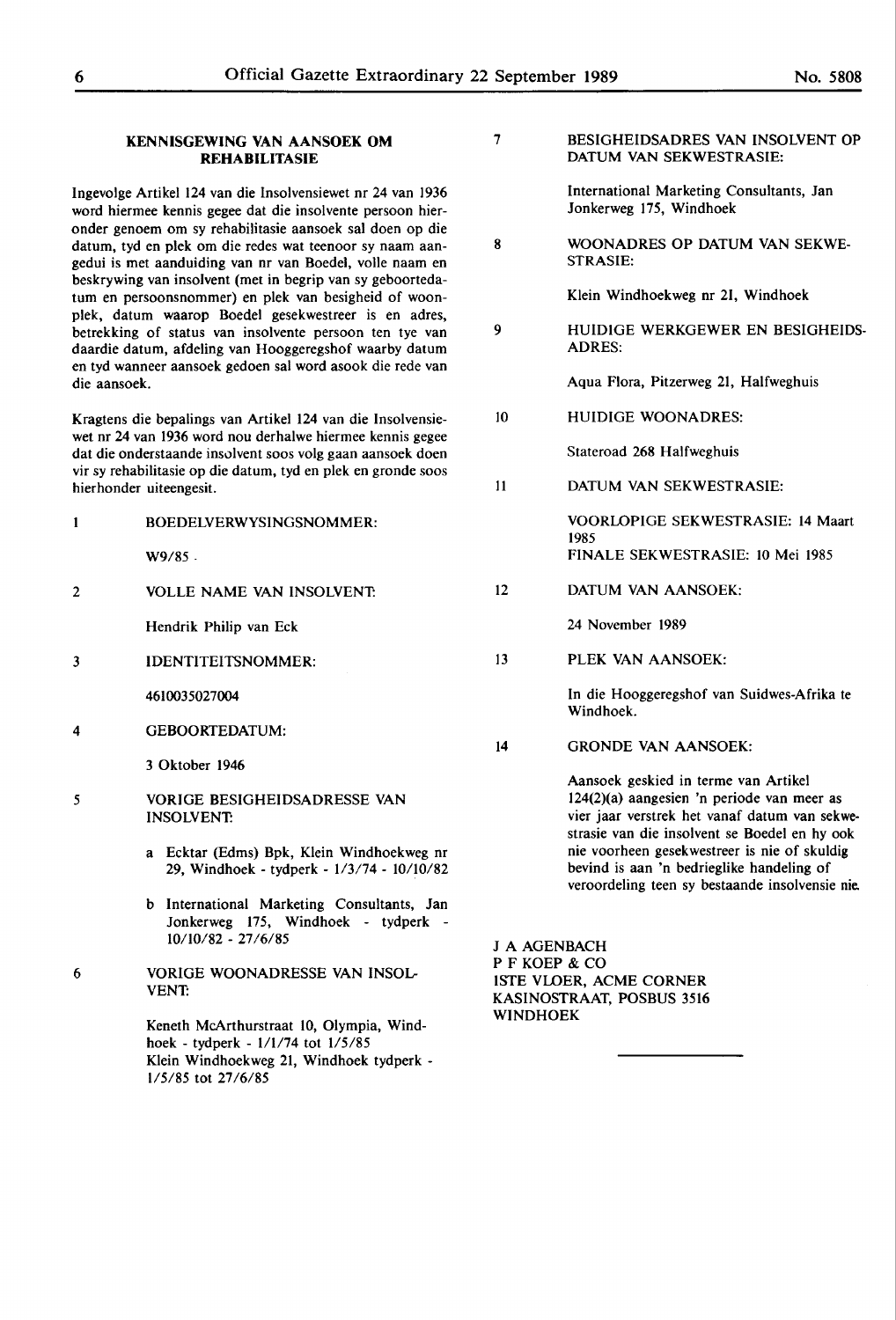### KENNISGEWING VAN AANSOEK OM REHABILITASIE

Ingevolge Artikel 124 van die Insolvensiewet nr 24 van 1936 word hiermee kennis gegee dat die insolvente persoon hieronder genoem om sy rehabilitasie aansoek sal doen op die datum, tyd en plek om die redes wat teenoor sy naam aangedui is met aanduiding van nr van Boedel, volle naam en beskrywing van insolvent (met in begrip van sy geboortedatum en persoonsnommer) en plek van besigheid of woonplek, datum waarop Boedel gesekwestreer is en adres, betrekking of status van insolvente persoon ten tye van daardie datum, afdeling van Hooggeregshof waarby datum en tyd wanneer aansoek gedoen sal word asook die rede van die aansoek.

Kragtens die bepalings van Artikel 124 van die Insolvensiewet nr 24 van 1936 word nou derhalwe hiermee kennis gegee dat die onderstaande insolvent soos volg gaan aansoek doen vir sy rehabilitasie op die datum, tyd en plek en gronde soos hierhonder uiteengesit.

1 BOEDELVERWYSINGSNOMMER:

W9/85.

2 VOLLE NAME VAN INSOLVENT:

Hendrik Philip van Eck

3 IDENTITEITSNOMMER:

4610035027004

4 GEBOORTEDATUM:

3 Oktober 1946

5 VORIGE BESIGHEIDSADRESSE VAN INSOLVENT:

a Ecktar (Edms) Bpk, Klein Windhoekweg nr 29, Windhoek - tydperk - 1/3/74 - 10/10/82

b International Marketing Consultants, Jan Jonkerweg 175, Windhoek - tydperk - 10/10/82 - 27/6/85

6 VORIGE WOONADRESSE VAN INSOLVENT:

Keneth McArthurstraat 10, Olympia, Windhoek - tydperk - 1/1/74 tot 1/5/85
Klein Windhoekweg 21, Windhoek tydperk - 1/5/85 tot 27/6/85

7 BESIGHEIDSADRES VAN INSOLVENT OP DATUM VAN SEKWESTRASIE:

International Marketing Consultants, Jan Jonkerweg 175, Windhoek

8 WOONADRES OP DATUM VAN SEKWESTRASIE:

Klein Windhoekweg nr 21, Windhoek

9 HUIDIGE WERKGEWER EN BESIGHEIDSADRES:

Aqua Flora, Pitzerweg 21, Halfweghuis

10 HUIDIGE WOONADRES:

Stateroad 268 Halfweghuis

11 DATUM VAN SEKWESTRASIE:

VOORLOPIGE SEKWESTRASIE: 14 Maart 1985
FINALE SEKWESTRASIE: 10 Mei 1985

12 DATUM VAN AANSOEK:

24 November 1989

13 PLEK VAN AANSOEK:

In die Hooggeregshof van Suidwes-Afrika te Windhoek.

14 GRONDE VAN AANSOEK:

Aansoek geskied in terme van Artikel 124(2)(a) aangesien 'n periode van meer as vier jaar verstrek het vanaf datum van sekwestrasie van die insolvent se Boedel en hy ook nie voorheen gesekwestreer is nie of skuldig bevind is aan 'n bedrieglike handeling of veroordeling teen sy bestaande insolvensie nie.

J A AGENBACH
P F KOEP & CO
ISTE VLOER, ACME CORNER
KASINOSTRAAT, POSBUS 3516
WINDHOEK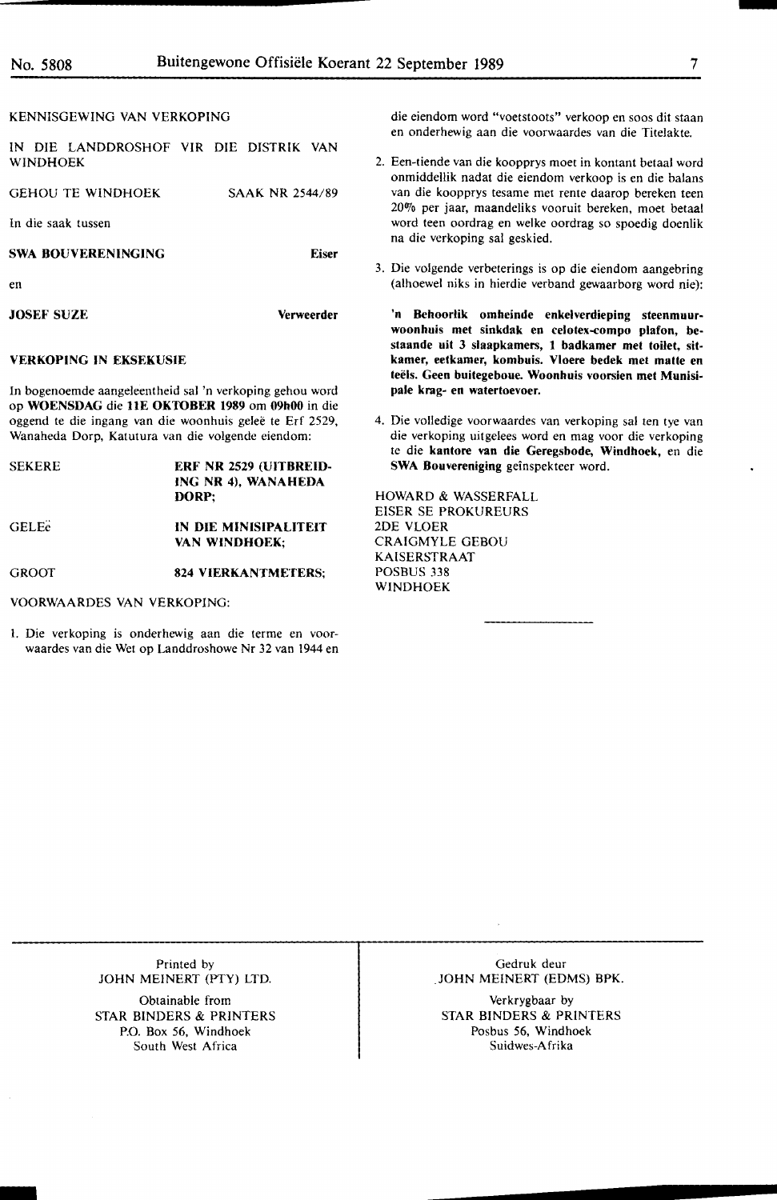KENNISGEWING VAN VERKOPING

IN DIE LANDDROSHOF VIR DIE DISTRIK VAN WINDHOEK

GEHOU TE WINDHOEK — SAAK NR 2544/89

In die saak tussen

**SWA BOUVERENINGING** — **Eiser**

en

**JOSEF SUZE** — **Verweerder**

**VERKOPING IN EKSEKUSIE**

In bogenoemde aangeleentheid sal 'n verkoping gehou word op **WOENSDAG** die **11E OKTOBER 1989** om **09h00** in die oggend te die ingang van die woonhuis geleë te Erf 2529, Wanaheda Dorp, Katutura van die volgende eiendom:

| | |
|---|---|
| SEKERE | **ERF NR 2529 (UITBREIDING NR 4), WANAHEDA DORP;** |
| GELEë | **IN DIE MINISIPALITEIT VAN WINDHOEK;** |
| GROOT | **824 VIERKANTMETERS;** |

VOORWAARDES VAN VERKOPING:

1. Die verkoping is onderhewig aan die terme en voorwaardes van die Wet op Landdroshowe Nr 32 van 1944 en die eiendom word "voetstoots" verkoop en soos dit staan en onderhewig aan die voorwaardes van die Titelakte.

2. Een-tiende van die koopprys moet in kontant betaal word onmiddellik nadat die eiendom verkoop is en die balans van die koopprys tesame met rente daarop bereken teen 20% per jaar, maandeliks vooruit bereken, moet betaal word teen oordrag en welke oordrag so spoedig doenlik na die verkoping sal geskied.

3. Die volgende verbeterings is op die eiendom aangebring (alhoewel niks in hierdie verband gewaarborg word nie):

   **'n Behoorlik omheinde enkelverdieping steenmuurwoonhuis met sinkdak en celotex-compo plafon, bestaande uit 3 slaapkamers, 1 badkamer met toilet, sitkamer, eetkamer, kombuis. Vloere bedek met matte en teëls. Geen buitegeboue. Woonhuis voorsien met Munisipale krag- en watertoevoer.**

4. Die volledige voorwaardes van verkoping sal ten tye van die verkoping uitgelees word en mag voor die verkoping te die **kantore van die Geregsbode, Windhoek,** en die **SWA Bouvereniging** geïnspekteer word.

HOWARD & WASSERFALL
EISER SE PROKUREURS
2DE VLOER
CRAIGMYLE GEBOU
KAISERSTRAAT
POSBUS 338
WINDHOEK

---

Printed by
JOHN MEINERT (PTY) LTD.
Obtainable from
STAR BINDERS & PRINTERS
P.O. Box 56, Windhoek
South West Africa

Gedruk deur
JOHN MEINERT (EDMS) BPK.
Verkrygbaar by
STAR BINDERS & PRINTERS
Posbus 56, Windhoek
Suidwes-Afrika